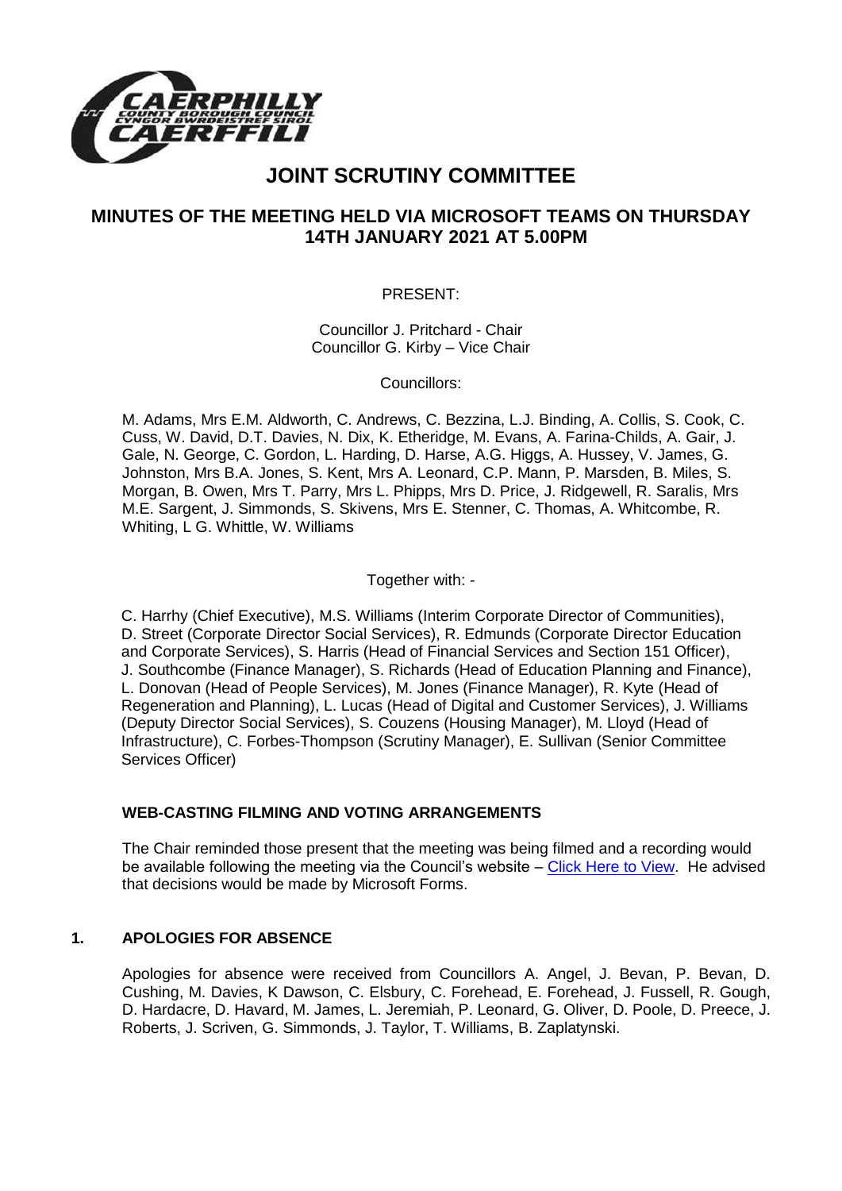# JOINT SCRUTINY COMMITTEE

## MINUTES OF THE MEETING HELD VIA MICROSOFT TEAMS ON THURSDAY 14TH JANUARY 2021 AT 5.00PM

PRESENT:

Councillor J. Pritchard - Chair
Councillor G. Kirby – Vice Chair

Councillors:

M. Adams, Mrs E.M. Aldworth, C. Andrews, C. Bezzina, L.J. Binding, A. Collis, S. Cook, C. Cuss, W. David, D.T. Davies, N. Dix, K. Etheridge, M. Evans, A. Farina-Childs, A. Gair, J. Gale, N. George, C. Gordon, L. Harding, D. Harse, A.G. Higgs, A. Hussey, V. James, G. Johnston, Mrs B.A. Jones, S. Kent, Mrs A. Leonard, C.P. Mann, P. Marsden, B. Miles, S. Morgan, B. Owen, Mrs T. Parry, Mrs L. Phipps, Mrs D. Price, J. Ridgewell, R. Saralis, Mrs M.E. Sargent, J. Simmonds, S. Skivens, Mrs E. Stenner, C. Thomas, A. Whitcombe, R. Whiting, L G. Whittle, W. Williams

Together with: -

C. Harrhy (Chief Executive), M.S. Williams (Interim Corporate Director of Communities), D. Street (Corporate Director Social Services), R. Edmunds (Corporate Director Education and Corporate Services), S. Harris (Head of Financial Services and Section 151 Officer), J. Southcombe (Finance Manager), S. Richards (Head of Education Planning and Finance), L. Donovan (Head of People Services), M. Jones (Finance Manager), R. Kyte (Head of Regeneration and Planning), L. Lucas (Head of Digital and Customer Services), J. Williams (Deputy Director Social Services), S. Couzens (Housing Manager), M. Lloyd (Head of Infrastructure), C. Forbes-Thompson (Scrutiny Manager), E. Sullivan (Senior Committee Services Officer)

### WEB-CASTING FILMING AND VOTING ARRANGEMENTS

The Chair reminded those present that the meeting was being filmed and a recording would be available following the meeting via the Council's website – Click Here to View. He advised that decisions would be made by Microsoft Forms.

### 1. APOLOGIES FOR ABSENCE

Apologies for absence were received from Councillors A. Angel, J. Bevan, P. Bevan, D. Cushing, M. Davies, K Dawson, C. Elsbury, C. Forehead, E. Forehead, J. Fussell, R. Gough, D. Hardacre, D. Havard, M. James, L. Jeremiah, P. Leonard, G. Oliver, D. Poole, D. Preece, J. Roberts, J. Scriven, G. Simmonds, J. Taylor, T. Williams, B. Zaplatynski.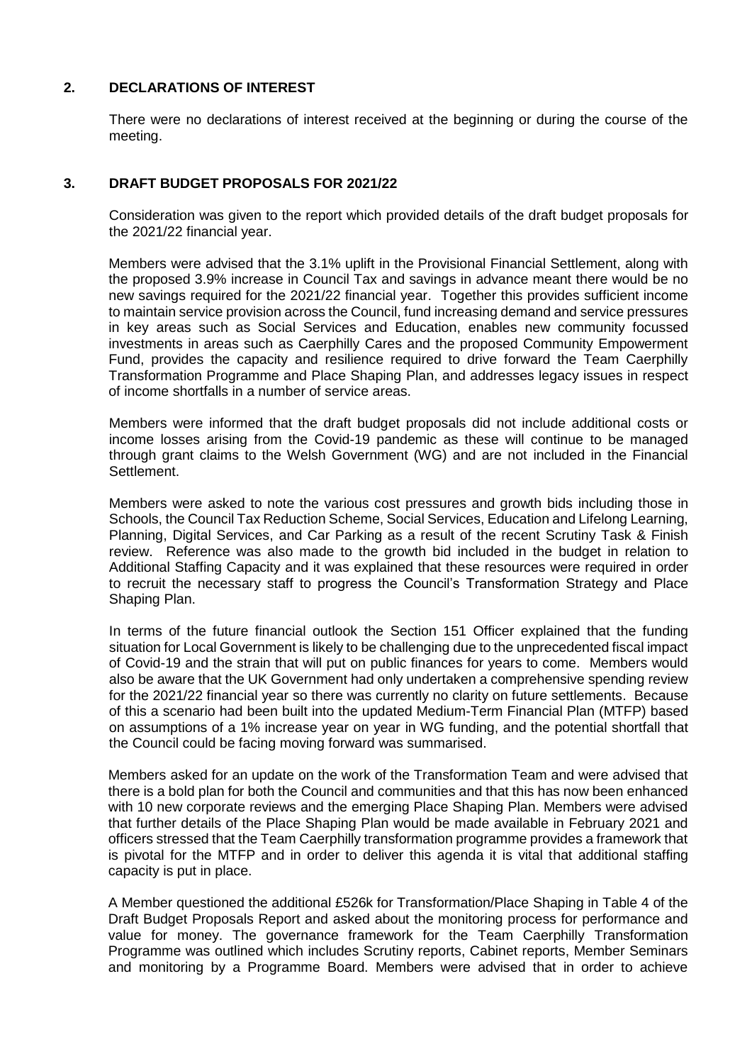## 2. DECLARATIONS OF INTEREST

There were no declarations of interest received at the beginning or during the course of the meeting.

## 3. DRAFT BUDGET PROPOSALS FOR 2021/22

Consideration was given to the report which provided details of the draft budget proposals for the 2021/22 financial year.

Members were advised that the 3.1% uplift in the Provisional Financial Settlement, along with the proposed 3.9% increase in Council Tax and savings in advance meant there would be no new savings required for the 2021/22 financial year. Together this provides sufficient income to maintain service provision across the Council, fund increasing demand and service pressures in key areas such as Social Services and Education, enables new community focussed investments in areas such as Caerphilly Cares and the proposed Community Empowerment Fund, provides the capacity and resilience required to drive forward the Team Caerphilly Transformation Programme and Place Shaping Plan, and addresses legacy issues in respect of income shortfalls in a number of service areas.

Members were informed that the draft budget proposals did not include additional costs or income losses arising from the Covid-19 pandemic as these will continue to be managed through grant claims to the Welsh Government (WG) and are not included in the Financial Settlement.

Members were asked to note the various cost pressures and growth bids including those in Schools, the Council Tax Reduction Scheme, Social Services, Education and Lifelong Learning, Planning, Digital Services, and Car Parking as a result of the recent Scrutiny Task & Finish review. Reference was also made to the growth bid included in the budget in relation to Additional Staffing Capacity and it was explained that these resources were required in order to recruit the necessary staff to progress the Council's Transformation Strategy and Place Shaping Plan.

In terms of the future financial outlook the Section 151 Officer explained that the funding situation for Local Government is likely to be challenging due to the unprecedented fiscal impact of Covid-19 and the strain that will put on public finances for years to come. Members would also be aware that the UK Government had only undertaken a comprehensive spending review for the 2021/22 financial year so there was currently no clarity on future settlements. Because of this a scenario had been built into the updated Medium-Term Financial Plan (MTFP) based on assumptions of a 1% increase year on year in WG funding, and the potential shortfall that the Council could be facing moving forward was summarised.

Members asked for an update on the work of the Transformation Team and were advised that there is a bold plan for both the Council and communities and that this has now been enhanced with 10 new corporate reviews and the emerging Place Shaping Plan. Members were advised that further details of the Place Shaping Plan would be made available in February 2021 and officers stressed that the Team Caerphilly transformation programme provides a framework that is pivotal for the MTFP and in order to deliver this agenda it is vital that additional staffing capacity is put in place.

A Member questioned the additional £526k for Transformation/Place Shaping in Table 4 of the Draft Budget Proposals Report and asked about the monitoring process for performance and value for money. The governance framework for the Team Caerphilly Transformation Programme was outlined which includes Scrutiny reports, Cabinet reports, Member Seminars and monitoring by a Programme Board. Members were advised that in order to achieve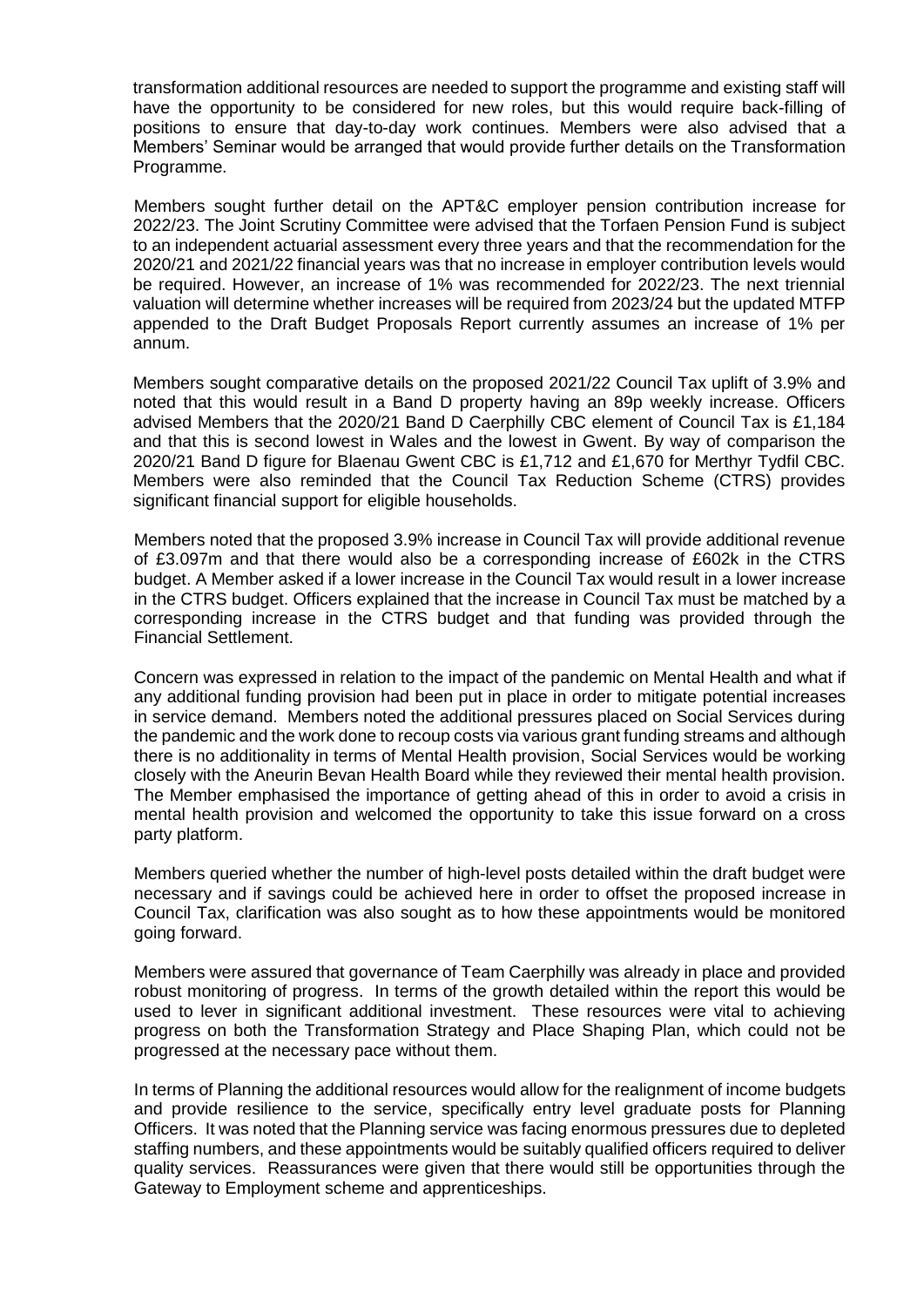transformation additional resources are needed to support the programme and existing staff will have the opportunity to be considered for new roles, but this would require back-filling of positions to ensure that day-to-day work continues. Members were also advised that a Members' Seminar would be arranged that would provide further details on the Transformation Programme.

Members sought further detail on the APT&C employer pension contribution increase for 2022/23. The Joint Scrutiny Committee were advised that the Torfaen Pension Fund is subject to an independent actuarial assessment every three years and that the recommendation for the 2020/21 and 2021/22 financial years was that no increase in employer contribution levels would be required. However, an increase of 1% was recommended for 2022/23. The next triennial valuation will determine whether increases will be required from 2023/24 but the updated MTFP appended to the Draft Budget Proposals Report currently assumes an increase of 1% per annum.

Members sought comparative details on the proposed 2021/22 Council Tax uplift of 3.9% and noted that this would result in a Band D property having an 89p weekly increase. Officers advised Members that the 2020/21 Band D Caerphilly CBC element of Council Tax is £1,184 and that this is second lowest in Wales and the lowest in Gwent. By way of comparison the 2020/21 Band D figure for Blaenau Gwent CBC is £1,712 and £1,670 for Merthyr Tydfil CBC. Members were also reminded that the Council Tax Reduction Scheme (CTRS) provides significant financial support for eligible households.

Members noted that the proposed 3.9% increase in Council Tax will provide additional revenue of £3.097m and that there would also be a corresponding increase of £602k in the CTRS budget. A Member asked if a lower increase in the Council Tax would result in a lower increase in the CTRS budget. Officers explained that the increase in Council Tax must be matched by a corresponding increase in the CTRS budget and that funding was provided through the Financial Settlement.

Concern was expressed in relation to the impact of the pandemic on Mental Health and what if any additional funding provision had been put in place in order to mitigate potential increases in service demand. Members noted the additional pressures placed on Social Services during the pandemic and the work done to recoup costs via various grant funding streams and although there is no additionality in terms of Mental Health provision, Social Services would be working closely with the Aneurin Bevan Health Board while they reviewed their mental health provision. The Member emphasised the importance of getting ahead of this in order to avoid a crisis in mental health provision and welcomed the opportunity to take this issue forward on a cross party platform.

Members queried whether the number of high-level posts detailed within the draft budget were necessary and if savings could be achieved here in order to offset the proposed increase in Council Tax, clarification was also sought as to how these appointments would be monitored going forward.

Members were assured that governance of Team Caerphilly was already in place and provided robust monitoring of progress. In terms of the growth detailed within the report this would be used to lever in significant additional investment. These resources were vital to achieving progress on both the Transformation Strategy and Place Shaping Plan, which could not be progressed at the necessary pace without them.

In terms of Planning the additional resources would allow for the realignment of income budgets and provide resilience to the service, specifically entry level graduate posts for Planning Officers. It was noted that the Planning service was facing enormous pressures due to depleted staffing numbers, and these appointments would be suitably qualified officers required to deliver quality services. Reassurances were given that there would still be opportunities through the Gateway to Employment scheme and apprenticeships.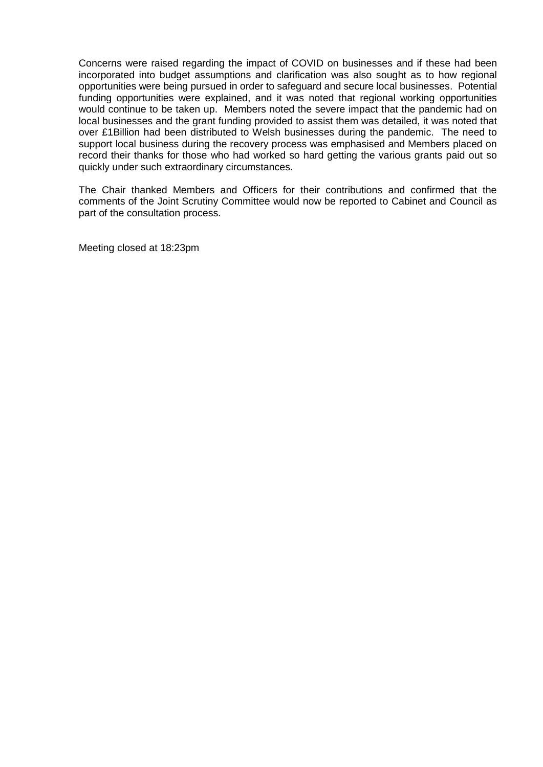Concerns were raised regarding the impact of COVID on businesses and if these had been incorporated into budget assumptions and clarification was also sought as to how regional opportunities were being pursued in order to safeguard and secure local businesses. Potential funding opportunities were explained, and it was noted that regional working opportunities would continue to be taken up. Members noted the severe impact that the pandemic had on local businesses and the grant funding provided to assist them was detailed, it was noted that over £1Billion had been distributed to Welsh businesses during the pandemic. The need to support local business during the recovery process was emphasised and Members placed on record their thanks for those who had worked so hard getting the various grants paid out so quickly under such extraordinary circumstances.

The Chair thanked Members and Officers for their contributions and confirmed that the comments of the Joint Scrutiny Committee would now be reported to Cabinet and Council as part of the consultation process.

Meeting closed at 18:23pm